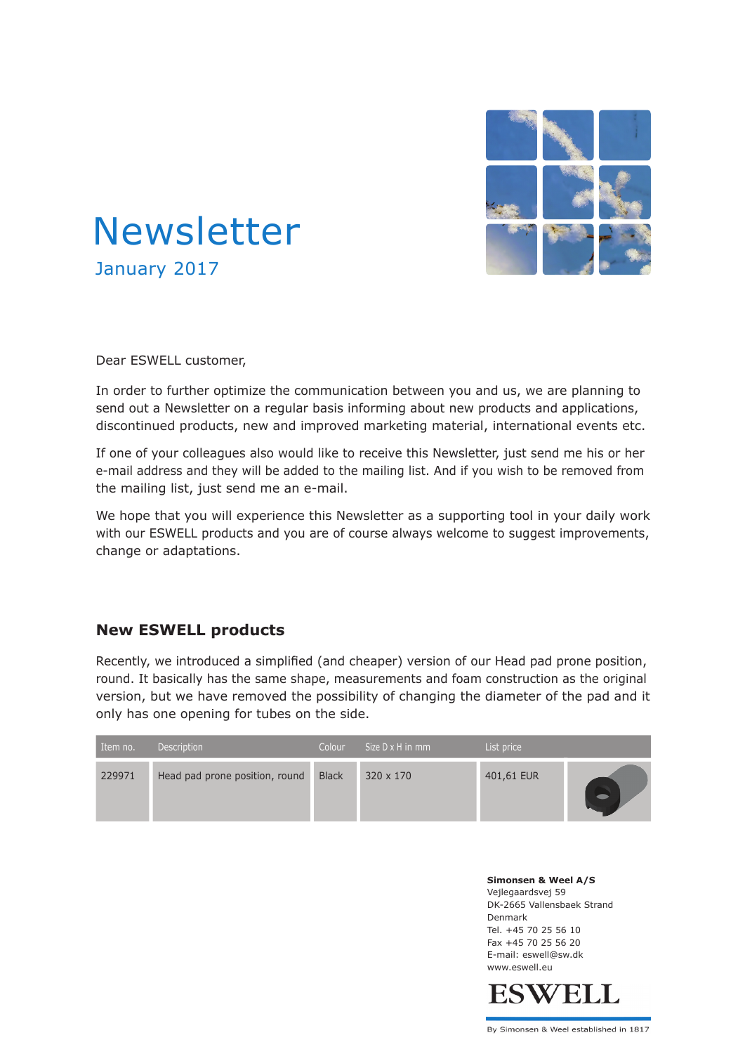# Newsletter

January 2017

Dear ESWELL customer,

In order to further optimize the communication between you and us, we are planning to send out a Newsletter on a regular basis informing about new products and applications, discontinued products, new and improved marketing material, international events etc.

If one of your colleagues also would like to receive this Newsletter, just send me his or her e-mail address and they will be added to the mailing list. And if you wish to be removed from the mailing list, just send me an e-mail.

We hope that you will experience this Newsletter as a supporting tool in your daily work with our ESWELL products and you are of course always welcome to suggest improvements, change or adaptations.

## New ESWELL products

Recently, we introduced a simplified (and cheaper) version of our Head pad prone position, round. It basically has the same shape, measurements and foam construction as the original version, but we have removed the possibility of changing the diameter of the pad and it only has one opening for tubes on the side.

| Item no. | Description | Colour | Size D x H in mm | List price | |
|---|---|---|---|---|---|
| 229971 | Head pad prone position, round | Black | 320 x 170 | 401,61 EUR | |

**Simonsen & Weel A/S**
Vejlegaardsvej 59
DK-2665 Vallensbaek Strand
Denmark
Tel. +45 70 25 56 10
Fax +45 70 25 56 20
E-mail: eswell@sw.dk
www.eswell.eu

ESWELL

By Simonsen & Weel established in 1817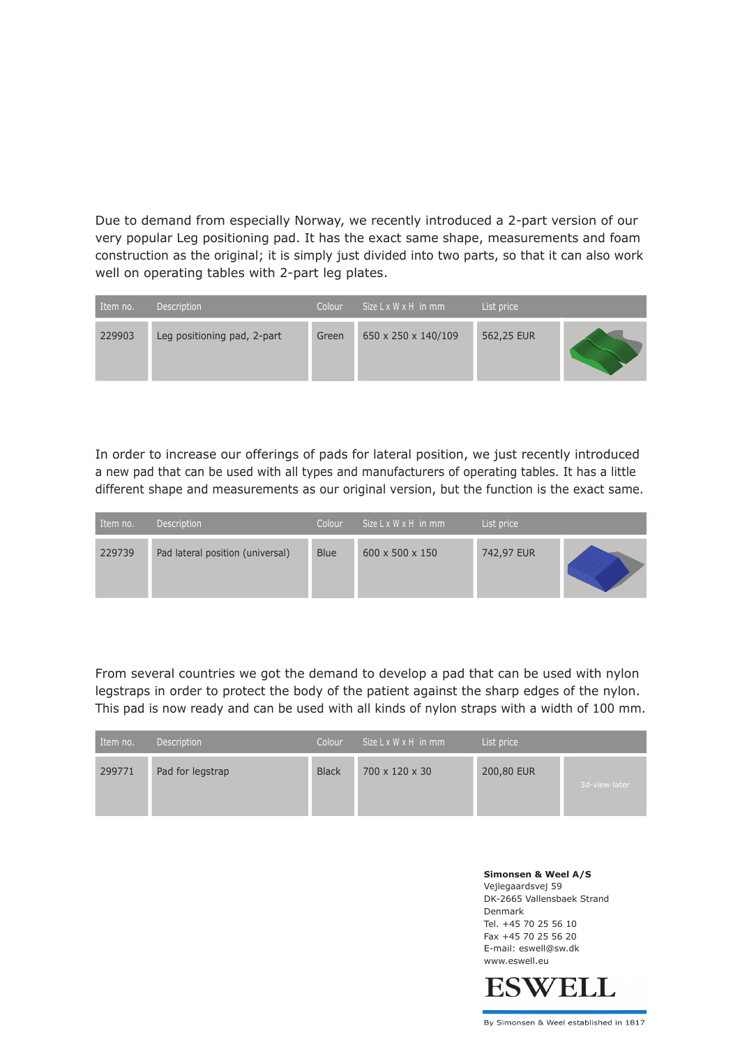Due to demand from especially Norway, we recently introduced a 2-part version of our very popular Leg positioning pad. It has the exact same shape, measurements and foam construction as the original; it is simply just divided into two parts, so that it can also work well on operating tables with 2-part leg plates.

| Item no. | Description | Colour | Size L x W x H in mm | List price | |
|---|---|---|---|---|---|
| 229903 | Leg positioning pad, 2-part | Green | 650 x 250 x 140/109 | 562,25 EUR | |

In order to increase our offerings of pads for lateral position, we just recently introduced a new pad that can be used with all types and manufacturers of operating tables. It has a little different shape and measurements as our original version, but the function is the exact same.

| Item no. | Description | Colour | Size L x W x H in mm | List price | |
|---|---|---|---|---|---|
| 229739 | Pad lateral position (universal) | Blue | 600 x 500 x 150 | 742,97 EUR | |

From several countries we got the demand to develop a pad that can be used with nylon legstraps in order to protect the body of the patient against the sharp edges of the nylon. This pad is now ready and can be used with all kinds of nylon straps with a width of 100 mm.

| Item no. | Description | Colour | Size L x W x H in mm | List price | |
|---|---|---|---|---|---|
| 299771 | Pad for legstrap | Black | 700 x 120 x 30 | 200,80 EUR | 3d-view later |

**Simonsen & Weel A/S**
Vejlegaardsvej 59
DK-2665 Vallensbaek Strand
Denmark
Tel. +45 70 25 56 10
Fax +45 70 25 56 20
E-mail: eswell@sw.dk
www.eswell.eu

**ESWELL**

By Simonsen & Weel established in 1817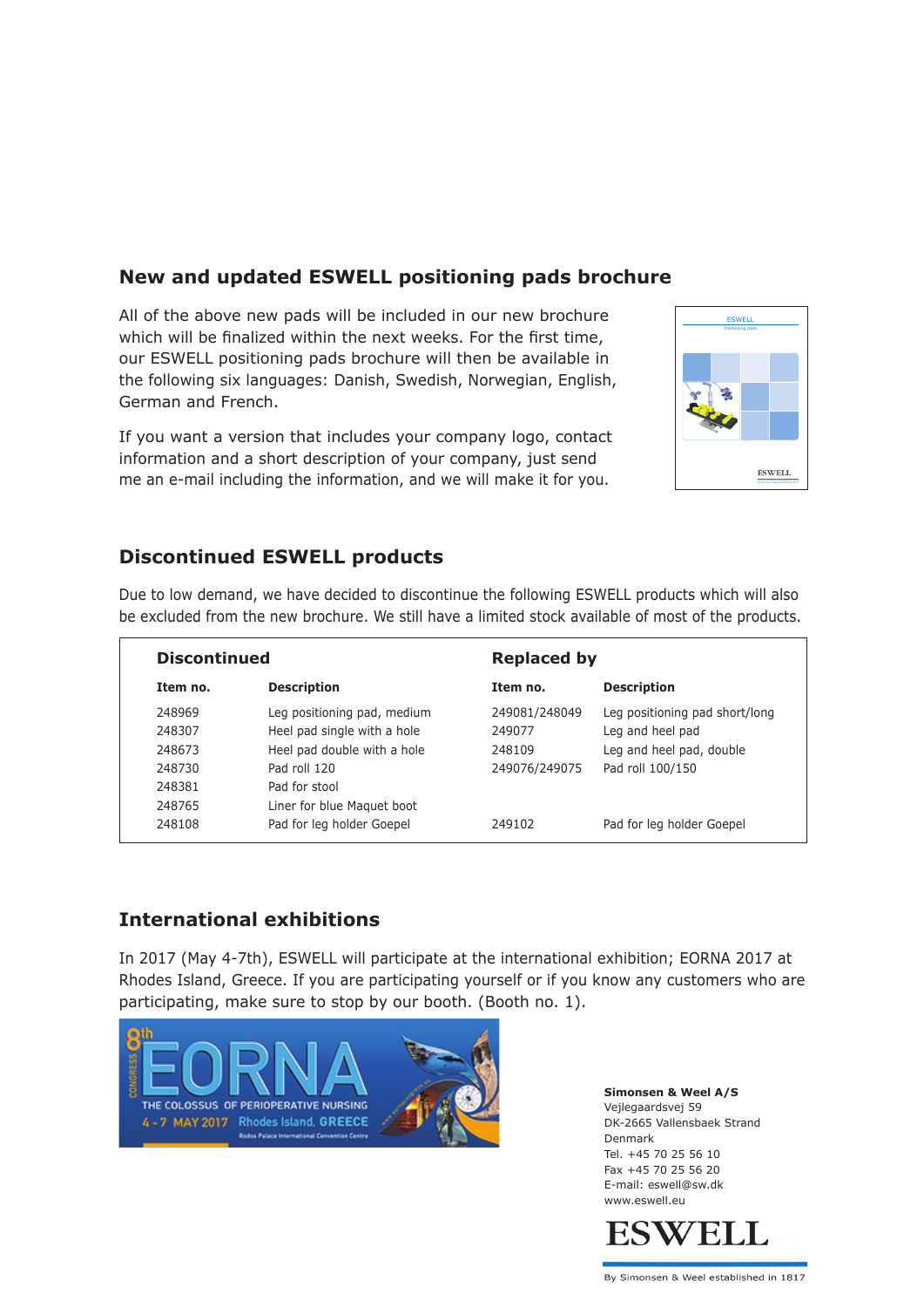## New and updated ESWELL positioning pads brochure

All of the above new pads will be included in our new brochure which will be finalized within the next weeks. For the first time, our ESWELL positioning pads brochure will then be available in the following six languages: Danish, Swedish, Norwegian, English, German and French.

If you want a version that includes your company logo, contact information and a short description of your company, just send me an e-mail including the information, and we will make it for you.

## Discontinued ESWELL products

Due to low demand, we have decided to discontinue the following ESWELL products which will also be excluded from the new brochure. We still have a limited stock available of most of the products.

| Discontinued | | Replaced by | |
|---|---|---|---|
| **Item no.** | **Description** | **Item no.** | **Description** |
| 248969 | Leg positioning pad, medium | 249081/248049 | Leg positioning pad short/long |
| 248307 | Heel pad single with a hole | 249077 | Leg and heel pad |
| 248673 | Heel pad double with a hole | 248109 | Leg and heel pad, double |
| 248730 | Pad roll 120 | 249076/249075 | Pad roll 100/150 |
| 248381 | Pad for stool | | |
| 248765 | Liner for blue Maquet boot | | |
| 248108 | Pad for leg holder Goepel | 249102 | Pad for leg holder Goepel |

## International exhibitions

In 2017 (May 4-7th), ESWELL will participate at the international exhibition; EORNA 2017 at Rhodes Island, Greece. If you are participating yourself or if you know any customers who are participating, make sure to stop by our booth. (Booth no. 1).

**Simonsen & Weel A/S**
Vejlegaardsvej 59
DK-2665 Vallensbaek Strand
Denmark
Tel. +45 70 25 56 10
Fax +45 70 25 56 20
E-mail: eswell@sw.dk
www.eswell.eu

ESWELL

By Simonsen & Weel established in 1817